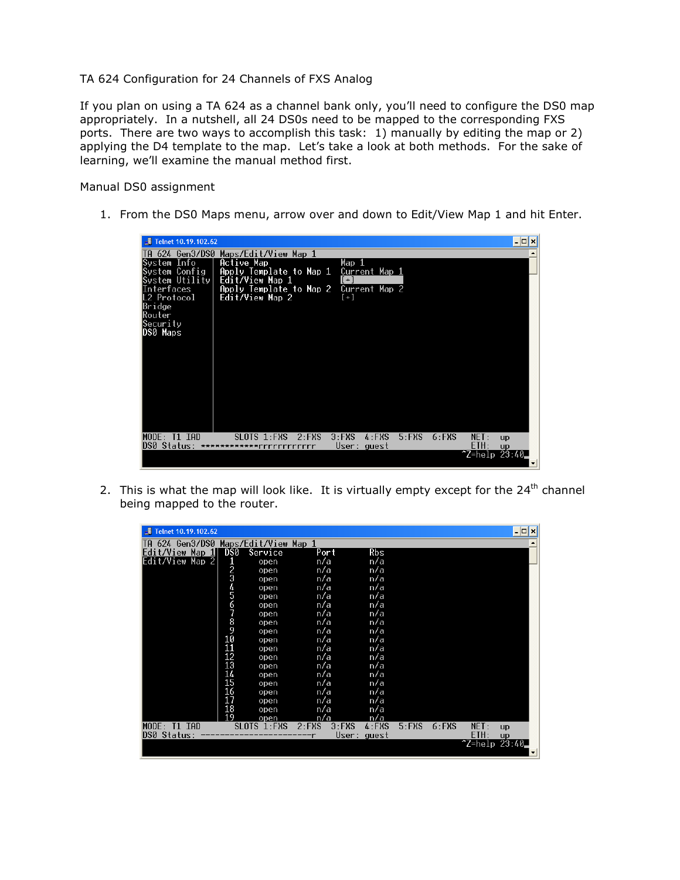TA 624 Configuration for 24 Channels of FXS Analog

If you plan on using a TA 624 as a channel bank only, you'll need to configure the DS0 map appropriately. In a nutshell, all 24 DS0s need to be mapped to the corresponding FXS ports. There are two ways to accomplish this task: 1) manually by editing the map or 2) applying the D4 template to the map. Let's take a look at both methods. For the sake of learning, we'll examine the manual method first.

Manual DS0 assignment

1. From the DS0 Maps menu, arrow over and down to Edit/View Map 1 and hit Enter.

```
Telnet 10.19.102.62
TA 624 Gen3/DS0 Maps/Edit/View Map 1
System Info    | Active Map              Map 1
System Config  | Apply Template to Map 1 Current Map 1
System Utility | Edit/View Map 1         [+]
Interfaces     | Apply Template to Map 2 Current Map 2
L2 Protocol    | Edit/View Map 2         [+]
Bridge         |
Router         |
Security       |
DS0 Maps       |

MODE: T1 IAD       SLOTS 1:FXS  2:FXS  3:FXS  4:FXS  5:FXS  6:FXS   NET: up
DS0 Status: ************rrrrrrrrrrrr      User: guest               ETH: up
                                                              ^Z=help 23:40
```

2. This is what the map will look like. It is virtually empty except for the 24th channel being mapped to the router.

```
Telnet 10.19.102.62
TA 624 Gen3/DS0 Maps/Edit/View Map 1
Edit/View Map 1 | DS0  Service   Port   Rbs
Edit/View Map 2 | 1    open      n/a    n/a
                | 2    open      n/a    n/a
                | 3    open      n/a    n/a
                | 4    open      n/a    n/a
                | 5    open      n/a    n/a
                | 6    open      n/a    n/a
                | 7    open      n/a    n/a
                | 8    open      n/a    n/a
                | 9    open      n/a    n/a
                | 10   open      n/a    n/a
                | 11   open      n/a    n/a
                | 12   open      n/a    n/a
                | 13   open      n/a    n/a
                | 14   open      n/a    n/a
                | 15   open      n/a    n/a
                | 16   open      n/a    n/a
                | 17   open      n/a    n/a
                | 18   open      n/a    n/a
                | 19   open      n/a    n/a
MODE: T1 IAD       SLOTS 1:FXS  2:FXS  3:FXS  4:FXS  5:FXS  6:FXS   NET: up
DS0 Status: -----------------------r      User: guest               ETH: up
                                                              ^Z=help 23:40
```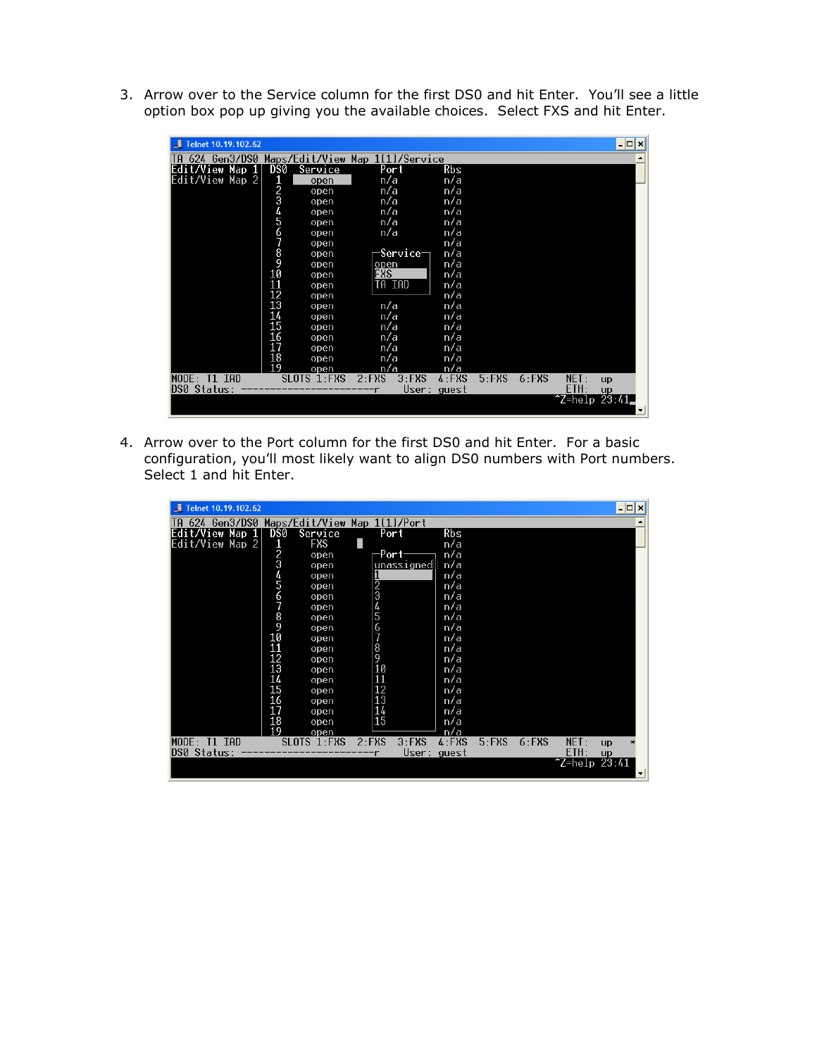3. Arrow over to the Service column for the first DS0 and hit Enter. You'll see a little option box pop up giving you the available choices. Select FXS and hit Enter.

```
TA 624 Gen3/DS0 Maps/Edit/View Map 1[1]/Service
Edit/View Map 1| DS0  Service      Port      Rbs
Edit/View Map 2|  1    open        n/a       n/a
                  2    open        n/a       n/a
                  3    open        n/a       n/a
                  4    open        n/a       n/a
                  5    open        n/a       n/a
                  6    open        n/a       n/a
                  7    open                  n/a
                  8    open       -Service-  n/a
                  9    open       open       n/a
                 10    open       FXS        n/a
                 11    open       TA IAD     n/a
                 12    open                  n/a
                 13    open        n/a       n/a
                 14    open        n/a       n/a
                 15    open        n/a       n/a
                 16    open        n/a       n/a
                 17    open        n/a       n/a
                 18    open        n/a       n/a
                 19    open        n/a       n/a
MODE: T1 IAD        SLOTS 1:FXS  2:FXS  3:FXS  4:FXS  5:FXS  6:FXS   NET: up
DS0 Status: -----------------------r   User: guest                   ETH: up
                                                                ^Z=help 23:41
```

4. Arrow over to the Port column for the first DS0 and hit Enter. For a basic configuration, you'll most likely want to align DS0 numbers with Port numbers. Select 1 and hit Enter.

```
TA 624 Gen3/DS0 Maps/Edit/View Map 1[1]/Port
Edit/View Map 1| DS0  Service      Port      Rbs
Edit/View Map 2|  1    FXS                   n/a
                  2    open       -Port-     n/a
                  3    open       unassigned n/a
                  4    open       1          n/a
                  5    open       2          n/a
                  6    open       3          n/a
                  7    open       4          n/a
                  8    open       5          n/a
                  9    open       6          n/a
                 10    open       7          n/a
                 11    open       8          n/a
                 12    open       9          n/a
                 13    open       10         n/a
                 14    open       11         n/a
                 15    open       12         n/a
                 16    open       13         n/a
                 17    open       14         n/a
                 18    open       15         n/a
                 19    open                  n/a
MODE: T1 IAD        SLOTS 1:FXS  2:FXS  3:FXS  4:FXS  5:FXS  6:FXS   NET: up  *
DS0 Status: -----------------------r   User: guest                   ETH: up
                                                                ^Z=help 23:41
```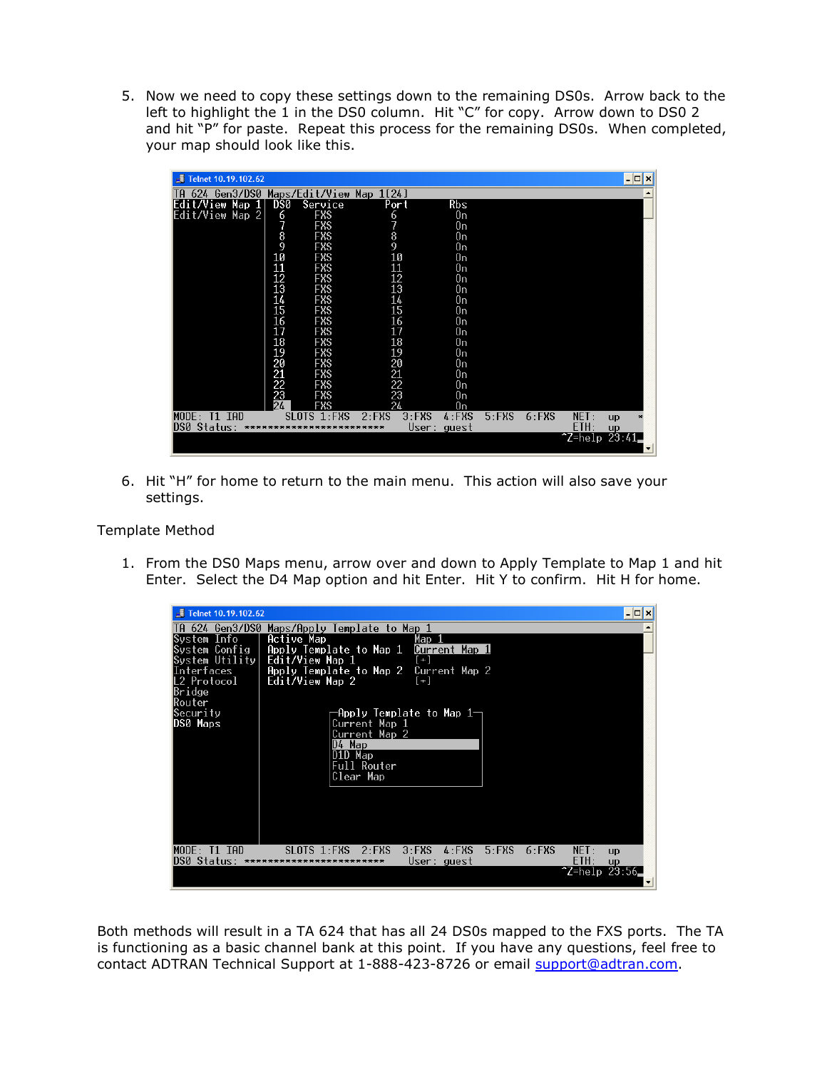5. Now we need to copy these settings down to the remaining DS0s. Arrow back to the left to highlight the 1 in the DS0 column. Hit "C" for copy. Arrow down to DS0 2 and hit "P" for paste. Repeat this process for the remaining DS0s. When completed, your map should look like this.

6. Hit "H" for home to return to the main menu. This action will also save your settings.

Template Method

1. From the DS0 Maps menu, arrow over and down to Apply Template to Map 1 and hit Enter. Select the D4 Map option and hit Enter. Hit Y to confirm. Hit H for home.

Both methods will result in a TA 624 that has all 24 DS0s mapped to the FXS ports. The TA is functioning as a basic channel bank at this point. If you have any questions, feel free to contact ADTRAN Technical Support at 1-888-423-8726 or email support@adtran.com.